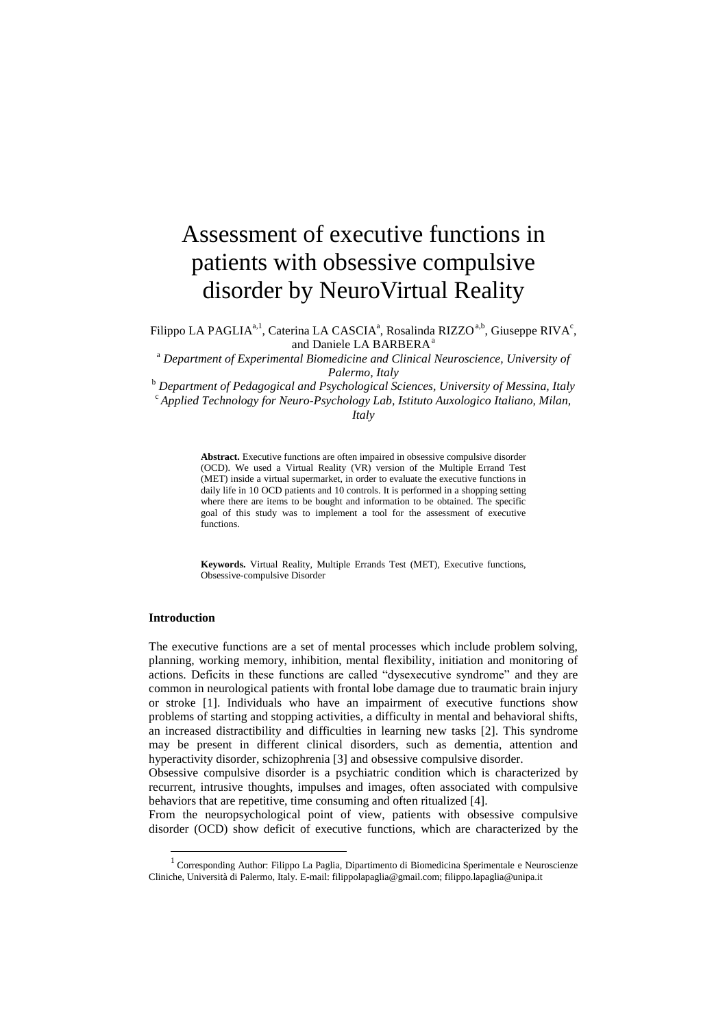# Assessment of executive functions in patients with obsessive compulsive disorder by NeuroVirtual Reality

Filippo LA PAGLIA[a,1], Caterina LA CASCIA[a], Rosalinda RIZZO[a,b], Giuseppe RIVA[c], and Daniele LA BARBERA[a]

[a] *Department of Experimental Biomedicine and Clinical Neuroscience, University of Palermo, Italy*

[b] *Department of Pedagogical and Psychological Sciences, University of Messina, Italy*

[c] *Applied Technology for Neuro-Psychology Lab, Istituto Auxologico Italiano, Milan, Italy*

**Abstract.** Executive functions are often impaired in obsessive compulsive disorder (OCD). We used a Virtual Reality (VR) version of the Multiple Errand Test (MET) inside a virtual supermarket, in order to evaluate the executive functions in daily life in 10 OCD patients and 10 controls. It is performed in a shopping setting where there are items to be bought and information to be obtained. The specific goal of this study was to implement a tool for the assessment of executive functions.

**Keywords.** Virtual Reality, Multiple Errands Test (MET), Executive functions, Obsessive-compulsive Disorder

### Introduction

The executive functions are a set of mental processes which include problem solving, planning, working memory, inhibition, mental flexibility, initiation and monitoring of actions. Deficits in these functions are called "dysexecutive syndrome" and they are common in neurological patients with frontal lobe damage due to traumatic brain injury or stroke [1]. Individuals who have an impairment of executive functions show problems of starting and stopping activities, a difficulty in mental and behavioral shifts, an increased distractibility and difficulties in learning new tasks [2]. This syndrome may be present in different clinical disorders, such as dementia, attention and hyperactivity disorder, schizophrenia [3] and obsessive compulsive disorder.

Obsessive compulsive disorder is a psychiatric condition which is characterized by recurrent, intrusive thoughts, impulses and images, often associated with compulsive behaviors that are repetitive, time consuming and often ritualized [4].

From the neuropsychological point of view, patients with obsessive compulsive disorder (OCD) show deficit of executive functions, which are characterized by the

[1] Corresponding Author: Filippo La Paglia, Dipartimento di Biomedicina Sperimentale e Neuroscienze Cliniche, Università di Palermo, Italy. E-mail: filippolapaglia@gmail.com; filippo.lapaglia@unipa.it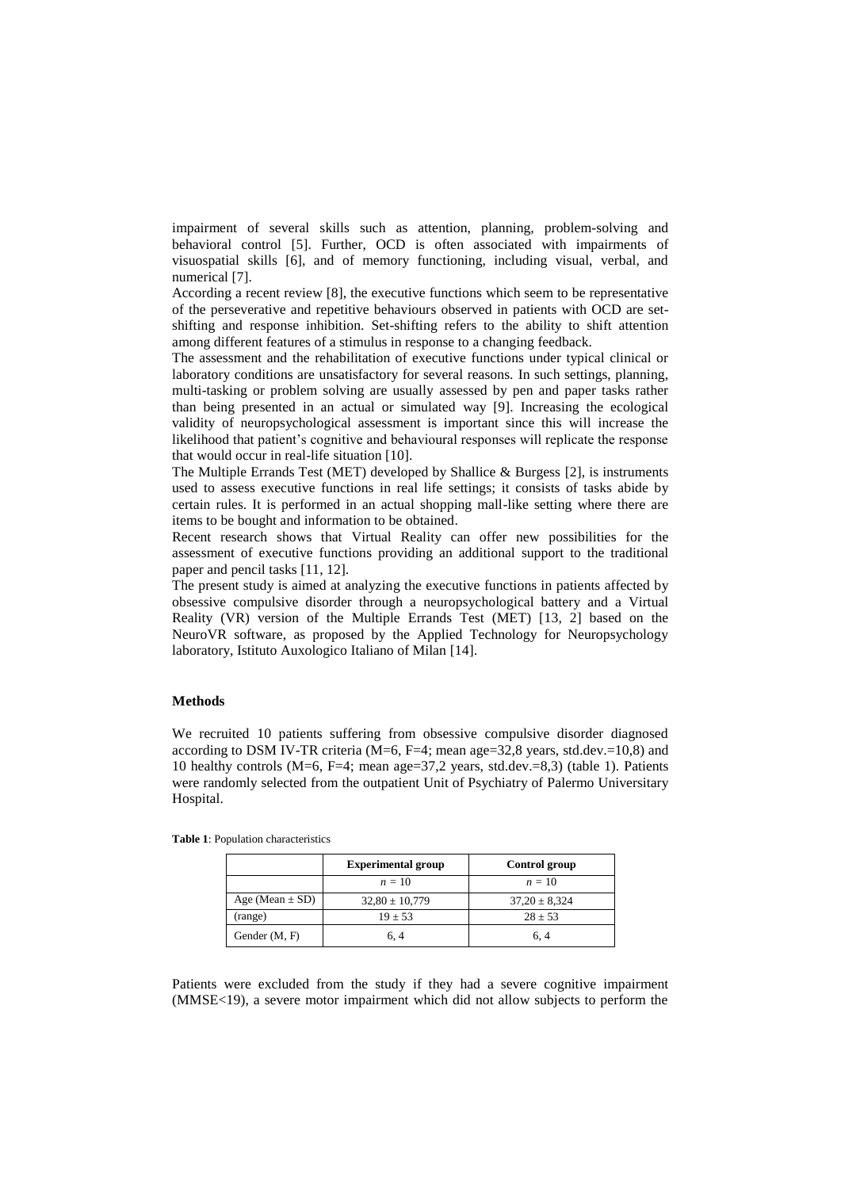impairment of several skills such as attention, planning, problem-solving and behavioral control [5]. Further, OCD is often associated with impairments of visuospatial skills [6], and of memory functioning, including visual, verbal, and numerical [7].

According a recent review [8], the executive functions which seem to be representative of the perseverative and repetitive behaviours observed in patients with OCD are set-shifting and response inhibition. Set-shifting refers to the ability to shift attention among different features of a stimulus in response to a changing feedback.

The assessment and the rehabilitation of executive functions under typical clinical or laboratory conditions are unsatisfactory for several reasons. In such settings, planning, multi-tasking or problem solving are usually assessed by pen and paper tasks rather than being presented in an actual or simulated way [9]. Increasing the ecological validity of neuropsychological assessment is important since this will increase the likelihood that patient's cognitive and behavioural responses will replicate the response that would occur in real-life situation [10].

The Multiple Errands Test (MET) developed by Shallice & Burgess [2], is instruments used to assess executive functions in real life settings; it consists of tasks abide by certain rules. It is performed in an actual shopping mall-like setting where there are items to be bought and information to be obtained.

Recent research shows that Virtual Reality can offer new possibilities for the assessment of executive functions providing an additional support to the traditional paper and pencil tasks [11, 12].

The present study is aimed at analyzing the executive functions in patients affected by obsessive compulsive disorder through a neuropsychological battery and a Virtual Reality (VR) version of the Multiple Errands Test (MET) [13, 2] based on the NeuroVR software, as proposed by the Applied Technology for Neuropsychology laboratory, Istituto Auxologico Italiano of Milan [14].

## Methods

We recruited 10 patients suffering from obsessive compulsive disorder diagnosed according to DSM IV-TR criteria (M=6, F=4; mean age=32,8 years, std.dev.=10,8) and 10 healthy controls (M=6, F=4; mean age=37,2 years, std.dev.=8,3) (table 1). Patients were randomly selected from the outpatient Unit of Psychiatry of Palermo Universitary Hospital.

**Table 1**: Population characteristics

| | **Experimental group** | **Control group** |
|---|---|---|
| | *n* = 10 | *n* = 10 |
| Age (Mean ± SD) | 32,80 ± 10,779 | 37,20 ± 8,324 |
| (range) | 19 ± 53 | 28 ± 53 |
| Gender (M, F) | 6, 4 | 6, 4 |

Patients were excluded from the study if they had a severe cognitive impairment (MMSE<19), a severe motor impairment which did not allow subjects to perform the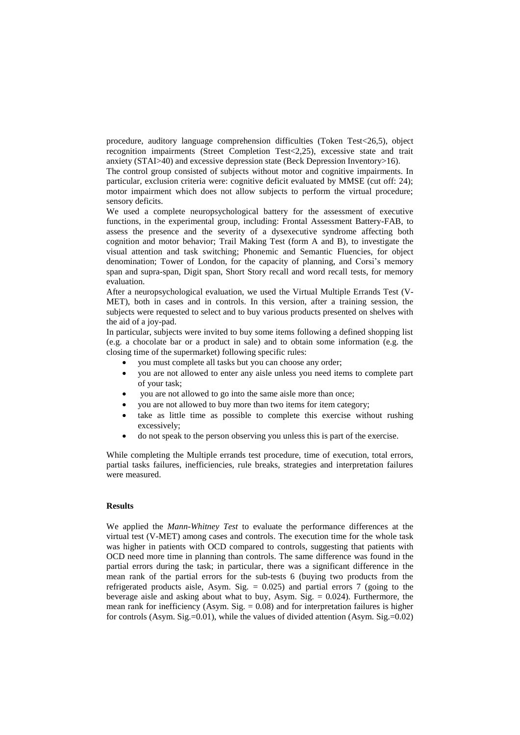procedure, auditory language comprehension difficulties (Token Test<26,5), object recognition impairments (Street Completion Test<2,25), excessive state and trait anxiety (STAI>40) and excessive depression state (Beck Depression Inventory>16).

The control group consisted of subjects without motor and cognitive impairments. In particular, exclusion criteria were: cognitive deficit evaluated by MMSE (cut off: 24); motor impairment which does not allow subjects to perform the virtual procedure; sensory deficits.

We used a complete neuropsychological battery for the assessment of executive functions, in the experimental group, including: Frontal Assessment Battery-FAB, to assess the presence and the severity of a dysexecutive syndrome affecting both cognition and motor behavior; Trail Making Test (form A and B), to investigate the visual attention and task switching; Phonemic and Semantic Fluencies, for object denomination; Tower of London, for the capacity of planning, and Corsi's memory span and supra-span, Digit span, Short Story recall and word recall tests, for memory evaluation.

After a neuropsychological evaluation, we used the Virtual Multiple Errands Test (V-MET), both in cases and in controls. In this version, after a training session, the subjects were requested to select and to buy various products presented on shelves with the aid of a joy-pad.

In particular, subjects were invited to buy some items following a defined shopping list (e.g. a chocolate bar or a product in sale) and to obtain some information (e.g. the closing time of the supermarket) following specific rules:

- you must complete all tasks but you can choose any order;
- you are not allowed to enter any aisle unless you need items to complete part of your task;
- you are not allowed to go into the same aisle more than once;
- you are not allowed to buy more than two items for item category;
- take as little time as possible to complete this exercise without rushing excessively;
- do not speak to the person observing you unless this is part of the exercise.

While completing the Multiple errands test procedure, time of execution, total errors, partial tasks failures, inefficiencies, rule breaks, strategies and interpretation failures were measured.

## Results

We applied the *Mann-Whitney Test* to evaluate the performance differences at the virtual test (V-MET) among cases and controls. The execution time for the whole task was higher in patients with OCD compared to controls, suggesting that patients with OCD need more time in planning than controls. The same difference was found in the partial errors during the task; in particular, there was a significant difference in the mean rank of the partial errors for the sub-tests 6 (buying two products from the refrigerated products aisle, Asym. Sig. = 0.025) and partial errors 7 (going to the beverage aisle and asking about what to buy, Asym. Sig. = 0.024). Furthermore, the mean rank for inefficiency (Asym. Sig. = 0.08) and for interpretation failures is higher for controls (Asym. Sig.=0.01), while the values of divided attention (Asym. Sig.=0.02)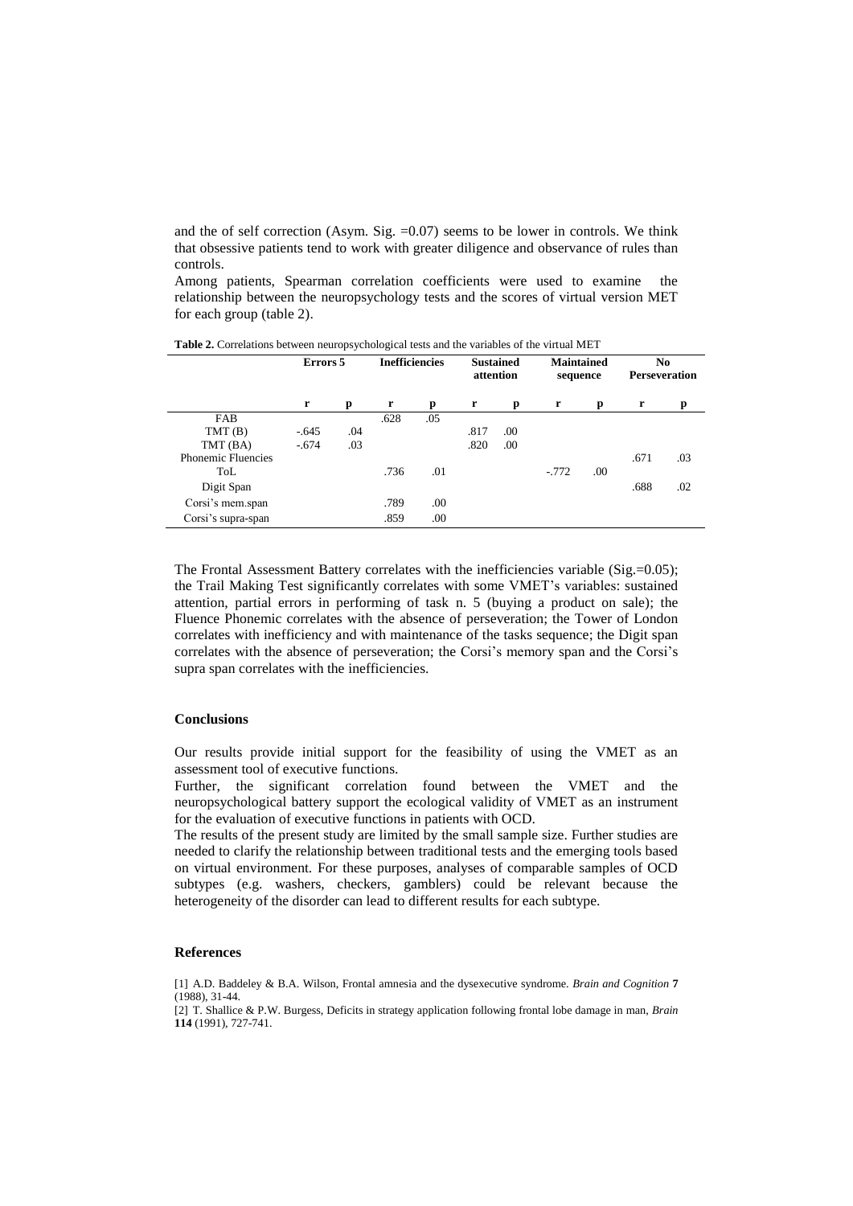and the of self correction (Asym. Sig. =0.07) seems to be lower in controls. We think that obsessive patients tend to work with greater diligence and observance of rules than controls.

Among patients, Spearman correlation coefficients were used to examine the relationship between the neuropsychology tests and the scores of virtual version MET for each group (table 2).

**Table 2.** Correlations between neuropsychological tests and the variables of the virtual MET

| | **Errors 5** | | **Inefficiencies** | | **Sustained attention** | | **Maintained sequence** | | **No Perseveration** | |
|---|---|---|---|---|---|---|---|---|---|---|
| | **r** | **p** | **r** | **p** | **r** | **p** | **r** | **p** | **r** | **p** |
| FAB | | | .628 | .05 | | | | | | |
| TMT (B) | -.645 | .04 | | | .817 | .00 | | | | |
| TMT (BA) | -.674 | .03 | | | .820 | .00 | | | | |
| Phonemic Fluencies | | | | | | | | | .671 | .03 |
| ToL | | | .736 | .01 | | | -.772 | .00 | | |
| Digit Span | | | | | | | | | .688 | .02 |
| Corsi's mem.span | | | .789 | .00 | | | | | | |
| Corsi's supra-span | | | .859 | .00 | | | | | | |

The Frontal Assessment Battery correlates with the inefficiencies variable (Sig.=0.05); the Trail Making Test significantly correlates with some VMET's variables: sustained attention, partial errors in performing of task n. 5 (buying a product on sale); the Fluence Phonemic correlates with the absence of perseveration; the Tower of London correlates with inefficiency and with maintenance of the tasks sequence; the Digit span correlates with the absence of perseveration; the Corsi's memory span and the Corsi's supra span correlates with the inefficiencies.

### Conclusions

Our results provide initial support for the feasibility of using the VMET as an assessment tool of executive functions.

Further, the significant correlation found between the VMET and the neuropsychological battery support the ecological validity of VMET as an instrument for the evaluation of executive functions in patients with OCD.

The results of the present study are limited by the small sample size. Further studies are needed to clarify the relationship between traditional tests and the emerging tools based on virtual environment. For these purposes, analyses of comparable samples of OCD subtypes (e.g. washers, checkers, gamblers) could be relevant because the heterogeneity of the disorder can lead to different results for each subtype.

### References

[1] A.D. Baddeley & B.A. Wilson, Frontal amnesia and the dysexecutive syndrome. *Brain and Cognition* **7** (1988), 31-44.

[2] T. Shallice & P.W. Burgess, Deficits in strategy application following frontal lobe damage in man, *Brain* **114** (1991), 727-741.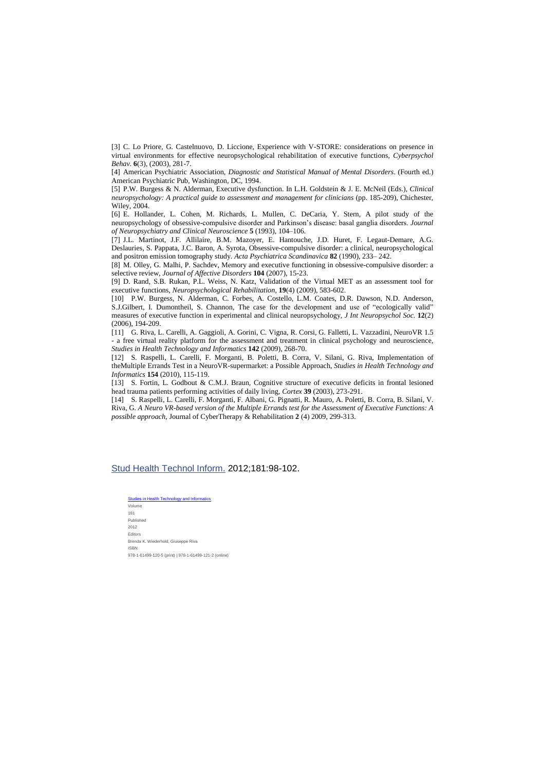[3] C. Lo Priore, G. Castelnuovo, D. Liccione, Experience with V-STORE: considerations on presence in virtual environments for effective neuropsychological rehabilitation of executive functions, *Cyberpsychol Behav.* **6**(3), (2003), 281-7.

[4] American Psychiatric Association, *Diagnostic and Statistical Manual of Mental Disorders*. (Fourth ed.) American Psychiatric Pub, Washington, DC, 1994.

[5] P.W. Burgess & N. Alderman, Executive dysfunction. In L.H. Goldstein & J. E. McNeil (Eds.), *Clinical neuropsychology: A practical guide to assessment and management for clinicians* (pp. 185-209), Chichester, Wiley, 2004.

[6] E. Hollander, L. Cohen, M. Richards, L. Mullen, C. DeCaria, Y. Stern, A pilot study of the neuropsychology of obsessive-compulsive disorder and Parkinson's disease: basal ganglia disorders. *Journal of Neuropsychiatry and Clinical Neuroscience* **5** (1993), 104–106.

[7] J.L. Martinot, J.F. Allilaire, B.M. Mazoyer, E. Hantouche, J.D. Huret, F. Legaut-Demare, A.G. Deslauries, S. Pappata, J.C. Baron, A. Syrota, Obsessive-compulsive disorder: a clinical, neuropsychological and positron emission tomography study. *Acta Psychiatrica Scandinavica* **82** (1990), 233– 242.

[8] M. Olley, G. Malhi, P. Sachdev, Memory and executive functioning in obsessive-compulsive disorder: a selective review, *Journal of Affective Disorders* **104** (2007), 15-23.

[9] D. Rand, S.B. Rukan, P.L. Weiss, N. Katz, Validation of the Virtual MET as an assessment tool for executive functions, *Neuropsychological Rehabilitation*, **19**(4) (2009), 583-602.

[10] P.W. Burgess, N. Alderman, C. Forbes, A. Costello, L.M. Coates, D.R. Dawson, N.D. Anderson, S.J.Gilbert, I. Dumontheil, S. Channon, The case for the development and use of "ecologically valid" measures of executive function in experimental and clinical neuropsychology, *J Int Neuropsychol Soc.* **12**(2) (2006), 194-209.

[11] G. Riva, L. Carelli, A. Gaggioli, A. Gorini, C. Vigna, R. Corsi, G. Falletti, L. Vazzadini, NeuroVR 1.5 - a free virtual reality platform for the assessment and treatment in clinical psychology and neuroscience, *Studies in Health Technology and Informatics* **142** (2009), 268-70.

[12] S. Raspelli, L. Carelli, F. Morganti, B. Poletti, B. Corra, V. Silani, G. Riva, Implementation of theMultiple Errands Test in a NeuroVR-supermarket: a Possible Approach, *Studies in Health Technology and Informatics* **154** (2010), 115-119.

[13] S. Fortin, L. Godbout & C.M.J. Braun, Cognitive structure of executive deficits in frontal lesioned head trauma patients performing activities of daily living, *Cortex* **39** (2003), 273-291.

[14] S. Raspelli, L. Carelli, F. Morganti, F. Albani, G. Pignatti, R. Mauro, A. Poletti, B. Corra, B. Silani, V. Riva, G. *A Neuro VR-based version of the Multiple Errands test for the Assessment of Executive Functions: A possible approach*, Journal of CyberTherapy & Rehabilitation **2** (4) 2009, 299-313.

Stud Health Technol Inform. 2012;181:98-102.

Studies in Health Technology and Informatics
Volume
181
Published
2012
Editors
Brenda K. Wiederhold, Giuseppe Riva
ISBN
978-1-61499-120-5 (print) | 978-1-61499-121-2 (online)